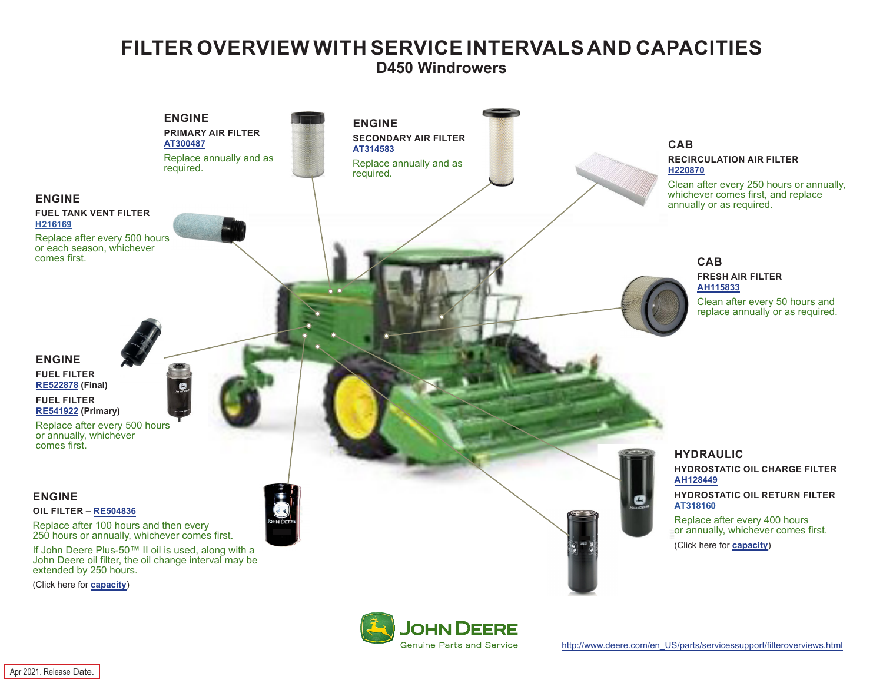# FILTER OVERVIEW WITH SERVICE INTERVALS AND CAPACITIES

## D450 Windrowers

### ENGINE

**PRIMARY AIR FILTER**
AT300487

Replace annually and as required.

### ENGINE

**SECONDARY AIR FILTER**
AT314583

Replace annually and as required.

### CAB

**RECIRCULATION AIR FILTER**
H220870

Clean after every 250 hours or annually, whichever comes first, and replace annually or as required.

### ENGINE

**FUEL TANK VENT FILTER**
H216169

Replace after every 500 hours or each season, whichever comes first.

### CAB

**FRESH AIR FILTER**
AH115833

Clean after every 50 hours and replace annually or as required.

### ENGINE

**FUEL FILTER**
RE522878 **(Final)**

**FUEL FILTER**
RE541922 **(Primary)**

Replace after every 500 hours or annually, whichever comes first.

### HYDRAULIC

**HYDROSTATIC OIL CHARGE FILTER**
AH128449

**HYDROSTATIC OIL RETURN FILTER**
AT318160

Replace after every 400 hours or annually, whichever comes first.

(Click here for capacity)

### ENGINE

**OIL FILTER – RE504836**

Replace after 100 hours and then every 250 hours or annually, whichever comes first.

If John Deere Plus-50™ II oil is used, along with a John Deere oil filter, the oil change interval may be extended by 250 hours.

(Click here for capacity)

JOHN DEERE
Genuine Parts and Service

http://www.deere.com/en_US/parts/servicessupport/filteroverviews.html

Apr 2021. Release Date.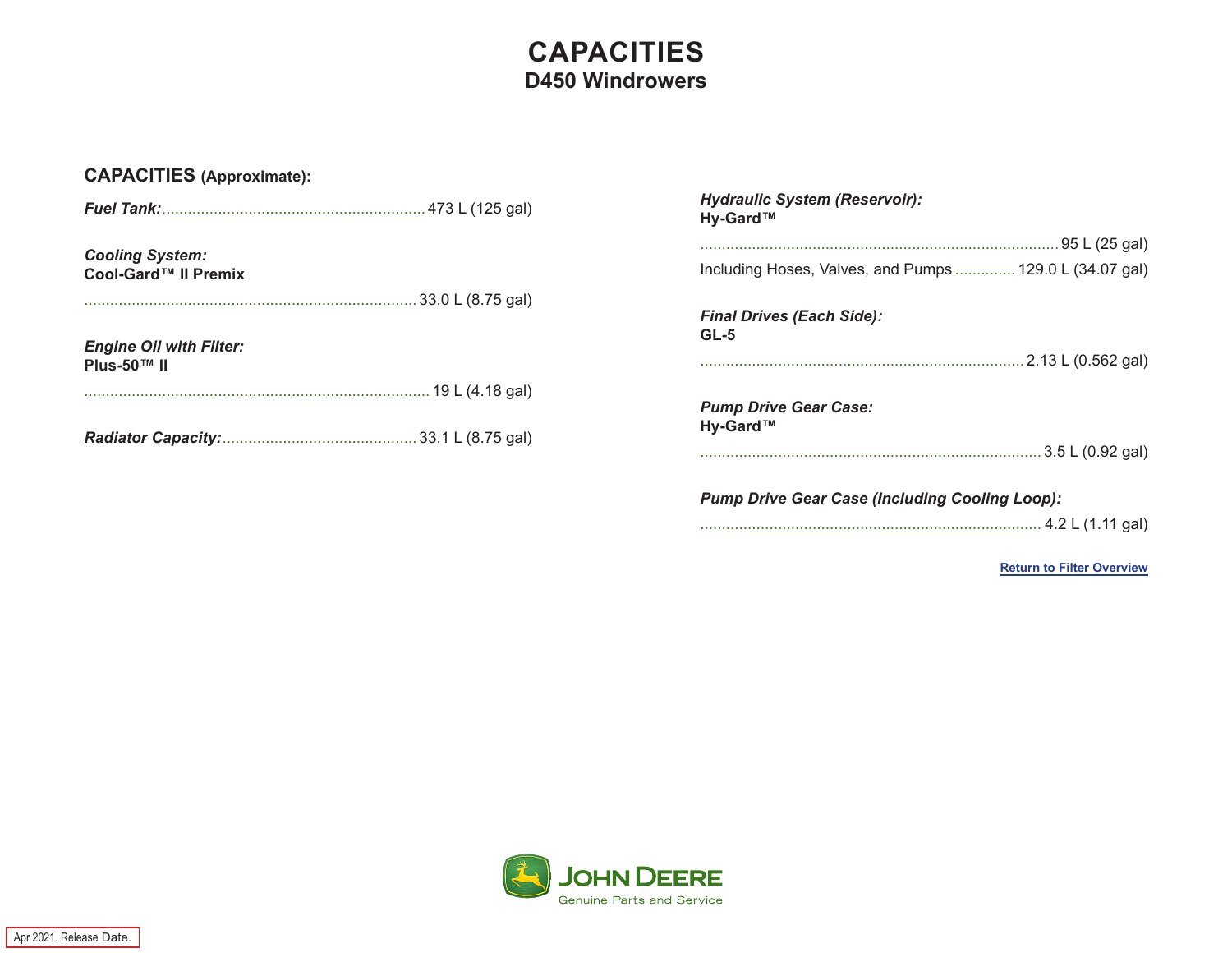# CAPACITIES

## D450 Windrowers

**CAPACITIES** **(Approximate):**

***Fuel Tank:***............................................................473 L (125 gal)

***Cooling System:***
**Cool-Gard™ II Premix**

.............................................................................33.0 L (8.75 gal)

***Engine Oil with Filter:***
**Plus-50™ II**

................................................................................19 L (4.18 gal)

***Radiator Capacity:***.............................................33.1 L (8.75 gal)

***Hydraulic System (Reservoir):***
**Hy-Gard™**

..................................................................................95 L (25 gal)

Including Hoses, Valves, and Pumps ............. 129.0 L (34.07 gal)

***Final Drives (Each Side):***
**GL-5**

..........................................................................2.13 L (0.562 gal)

***Pump Drive Gear Case:***
**Hy-Gard™**

..............................................................................3.5 L (0.92 gal)

***Pump Drive Gear Case (Including Cooling Loop):***

..............................................................................4.2 L (1.11 gal)

Return to Filter Overview

JOHN DEERE
Genuine Parts and Service

Apr 2021. Release Date.